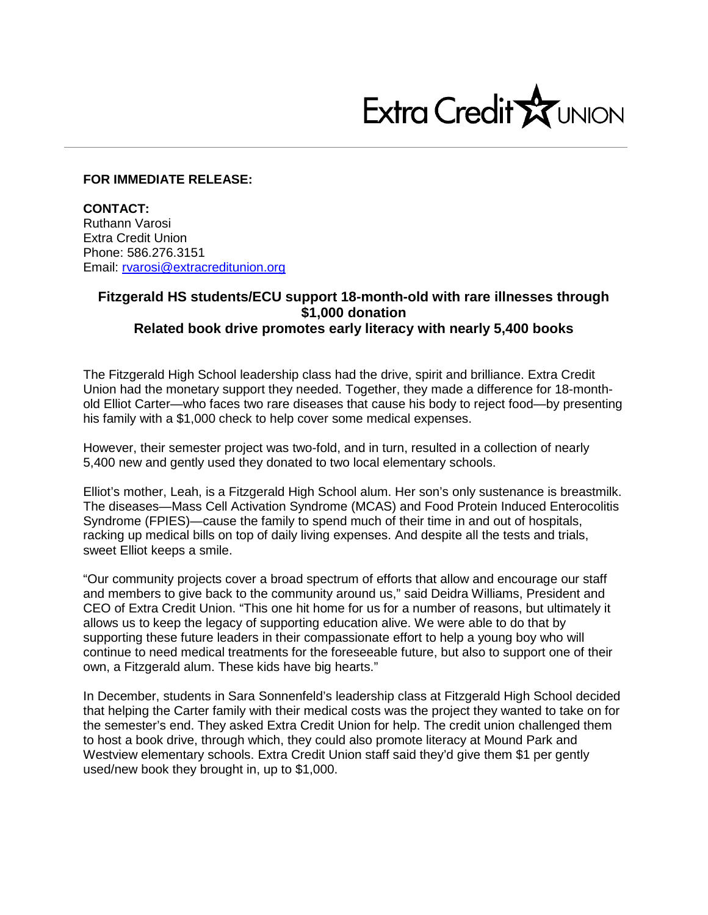Extra Credit UNION

**FOR IMMEDIATE RELEASE:**

**CONTACT:**
Ruthann Varosi
Extra Credit Union
Phone: 586.276.3151
Email: rvarosi@extracreditunion.org

## Fitzgerald HS students/ECU support 18-month-old with rare illnesses through $1,000 donation
## Related book drive promotes early literacy with nearly 5,400 books

The Fitzgerald High School leadership class had the drive, spirit and brilliance. Extra Credit Union had the monetary support they needed. Together, they made a difference for 18-month-old Elliot Carter—who faces two rare diseases that cause his body to reject food—by presenting his family with a $1,000 check to help cover some medical expenses.

However, their semester project was two-fold, and in turn, resulted in a collection of nearly 5,400 new and gently used they donated to two local elementary schools.

Elliot's mother, Leah, is a Fitzgerald High School alum. Her son's only sustenance is breastmilk. The diseases—Mass Cell Activation Syndrome (MCAS) and Food Protein Induced Enterocolitis Syndrome (FPIES)—cause the family to spend much of their time in and out of hospitals, racking up medical bills on top of daily living expenses. And despite all the tests and trials, sweet Elliot keeps a smile.

"Our community projects cover a broad spectrum of efforts that allow and encourage our staff and members to give back to the community around us," said Deidra Williams, President and CEO of Extra Credit Union. "This one hit home for us for a number of reasons, but ultimately it allows us to keep the legacy of supporting education alive. We were able to do that by supporting these future leaders in their compassionate effort to help a young boy who will continue to need medical treatments for the foreseeable future, but also to support one of their own, a Fitzgerald alum. These kids have big hearts."

In December, students in Sara Sonnenfeld's leadership class at Fitzgerald High School decided that helping the Carter family with their medical costs was the project they wanted to take on for the semester's end. They asked Extra Credit Union for help. The credit union challenged them to host a book drive, through which, they could also promote literacy at Mound Park and Westview elementary schools. Extra Credit Union staff said they'd give them $1 per gently used/new book they brought in, up to $1,000.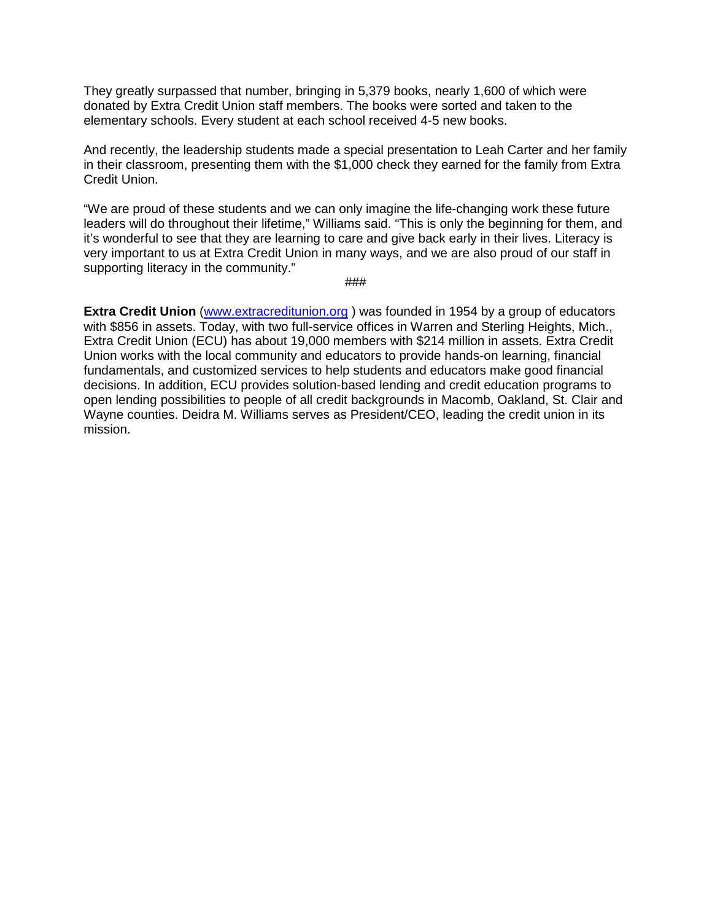They greatly surpassed that number, bringing in 5,379 books, nearly 1,600 of which were donated by Extra Credit Union staff members. The books were sorted and taken to the elementary schools. Every student at each school received 4-5 new books.

And recently, the leadership students made a special presentation to Leah Carter and her family in their classroom, presenting them with the $1,000 check they earned for the family from Extra Credit Union.

"We are proud of these students and we can only imagine the life-changing work these future leaders will do throughout their lifetime," Williams said. "This is only the beginning for them, and it's wonderful to see that they are learning to care and give back early in their lives. Literacy is very important to us at Extra Credit Union in many ways, and we are also proud of our staff in supporting literacy in the community."

###

**Extra Credit Union** (www.extracreditunion.org ) was founded in 1954 by a group of educators with $856 in assets. Today, with two full-service offices in Warren and Sterling Heights, Mich., Extra Credit Union (ECU) has about 19,000 members with $214 million in assets. Extra Credit Union works with the local community and educators to provide hands-on learning, financial fundamentals, and customized services to help students and educators make good financial decisions. In addition, ECU provides solution-based lending and credit education programs to open lending possibilities to people of all credit backgrounds in Macomb, Oakland, St. Clair and Wayne counties. Deidra M. Williams serves as President/CEO, leading the credit union in its mission.